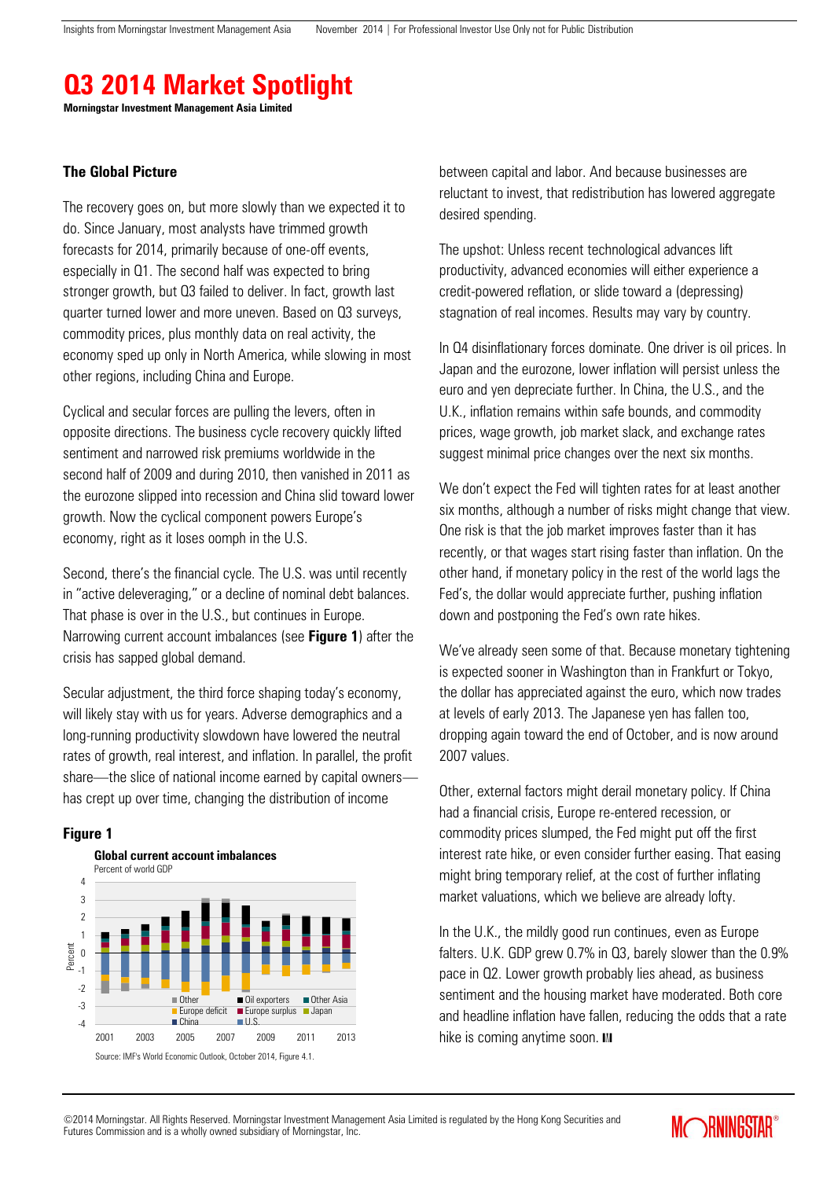# Q3 2014 Market Spotlight

**Morningstar Investment Management Asia Limited**

## The Global Picture

The recovery goes on, but more slowly than we expected it to do. Since January, most analysts have trimmed growth forecasts for 2014, primarily because of one-off events, especially in Q1. The second half was expected to bring stronger growth, but Q3 failed to deliver. In fact, growth last quarter turned lower and more uneven. Based on Q3 surveys, commodity prices, plus monthly data on real activity, the economy sped up only in North America, while slowing in most other regions, including China and Europe.

Cyclical and secular forces are pulling the levers, often in opposite directions. The business cycle recovery quickly lifted sentiment and narrowed risk premiums worldwide in the second half of 2009 and during 2010, then vanished in 2011 as the eurozone slipped into recession and China slid toward lower growth. Now the cyclical component powers Europe's economy, right as it loses oomph in the U.S.

Second, there's the financial cycle. The U.S. was until recently in "active deleveraging," or a decline of nominal debt balances. That phase is over in the U.S., but continues in Europe. Narrowing current account imbalances (see **Figure 1**) after the crisis has sapped global demand.

Secular adjustment, the third force shaping today's economy, will likely stay with us for years. Adverse demographics and a long-running productivity slowdown have lowered the neutral rates of growth, real interest, and inflation. In parallel, the profit share—the slice of national income earned by capital owners—has crept up over time, changing the distribution of income between capital and labor. And because businesses are reluctant to invest, that redistribution has lowered aggregate desired spending.

**Figure 1**

**Global current account imbalances**
Percent of world GDP

Source: IMF's World Economic Outlook, October 2014, Figure 4.1.

The upshot: Unless recent technological advances lift productivity, advanced economies will either experience a credit-powered reflation, or slide toward a (depressing) stagnation of real incomes. Results may vary by country.

In Q4 disinflationary forces dominate. One driver is oil prices. In Japan and the eurozone, lower inflation will persist unless the euro and yen depreciate further. In China, the U.S., and the U.K., inflation remains within safe bounds, and commodity prices, wage growth, job market slack, and exchange rates suggest minimal price changes over the next six months.

We don't expect the Fed will tighten rates for at least another six months, although a number of risks might change that view. One risk is that the job market improves faster than it has recently, or that wages start rising faster than inflation. On the other hand, if monetary policy in the rest of the world lags the Fed's, the dollar would appreciate further, pushing inflation down and postponing the Fed's own rate hikes.

We've already seen some of that. Because monetary tightening is expected sooner in Washington than in Frankfurt or Tokyo, the dollar has appreciated against the euro, which now trades at levels of early 2013. The Japanese yen has fallen too, dropping again toward the end of October, and is now around 2007 values.

Other, external factors might derail monetary policy. If China had a financial crisis, Europe re-entered recession, or commodity prices slumped, the Fed might put off the first interest rate hike, or even consider further easing. That easing might bring temporary relief, at the cost of further inflating market valuations, which we believe are already lofty.

In the U.K., the mildly good run continues, even as Europe falters. U.K. GDP grew 0.7% in Q3, barely slower than the 0.9% pace in Q2. Lower growth probably lies ahead, as business sentiment and the housing market have moderated. Both core and headline inflation have fallen, reducing the odds that a rate hike is coming anytime soon.

©2014 Morningstar. All Rights Reserved. Morningstar Investment Management Asia Limited is regulated by the Hong Kong Securities and Futures Commission and is a wholly owned subsidiary of Morningstar, Inc.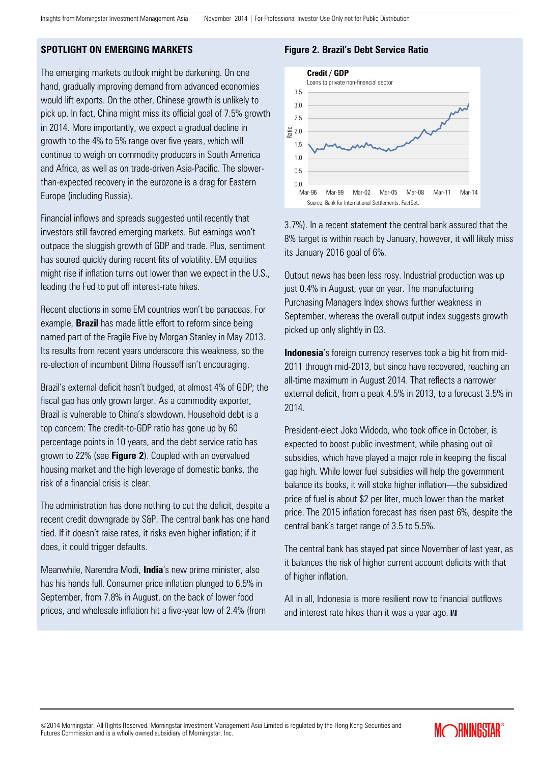## SPOTLIGHT ON EMERGING MARKETS

The emerging markets outlook might be darkening. On one hand, gradually improving demand from advanced economies would lift exports. On the other, Chinese growth is unlikely to pick up. In fact, China might miss its official goal of 7.5% growth in 2014. More importantly, we expect a gradual decline in growth to the 4% to 5% range over five years, which will continue to weigh on commodity producers in South America and Africa, as well as on trade-driven Asia-Pacific. The slower-than-expected recovery in the eurozone is a drag for Eastern Europe (including Russia).

Financial inflows and spreads suggested until recently that investors still favored emerging markets. But earnings won't outpace the sluggish growth of GDP and trade. Plus, sentiment has soured quickly during recent fits of volatility. EM equities might rise if inflation turns out lower than we expect in the U.S., leading the Fed to put off interest-rate hikes.

Recent elections in some EM countries won't be panaceas. For example, **Brazil** has made little effort to reform since being named part of the Fragile Five by Morgan Stanley in May 2013. Its results from recent years underscore this weakness, so the re-election of incumbent Dilma Rousseff isn't encouraging.

Brazil's external deficit hasn't budged, at almost 4% of GDP; the fiscal gap has only grown larger. As a commodity exporter, Brazil is vulnerable to China's slowdown. Household debt is a top concern: The credit-to-GDP ratio has gone up by 60 percentage points in 10 years, and the debt service ratio has grown to 22% (see **Figure 2**). Coupled with an overvalued housing market and the high leverage of domestic banks, the risk of a financial crisis is clear.

The administration has done nothing to cut the deficit, despite a recent credit downgrade by S&P. The central bank has one hand tied. If it doesn't raise rates, it risks even higher inflation; if it does, it could trigger defaults.

Meanwhile, Narendra Modi, **India**'s new prime minister, also has his hands full. Consumer price inflation plunged to 6.5% in September, from 7.8% in August, on the back of lower food prices, and wholesale inflation hit a five-year low of 2.4% (from 3.7%). In a recent statement the central bank assured that the 8% target is within reach by January, however, it will likely miss its January 2016 goal of 6%.

**Figure 2. Brazil's Debt Service Ratio**

**Credit / GDP**
Loans to private non-financial sector

Source: Bank for International Settlements, FactSet.

Output news has been less rosy. Industrial production was up just 0.4% in August, year on year. The manufacturing Purchasing Managers Index shows further weakness in September, whereas the overall output index suggests growth picked up only slightly in Q3.

**Indonesia**'s foreign currency reserves took a big hit from mid-2011 through mid-2013, but since have recovered, reaching an all-time maximum in August 2014. That reflects a narrower external deficit, from a peak 4.5% in 2013, to a forecast 3.5% in 2014.

President-elect Joko Widodo, who took office in October, is expected to boost public investment, while phasing out oil subsidies, which have played a major role in keeping the fiscal gap high. While lower fuel subsidies will help the government balance its books, it will stoke higher inflation—the subsidized price of fuel is about $2 per liter, much lower than the market price. The 2015 inflation forecast has risen past 6%, despite the central bank's target range of 3.5 to 5.5%.

The central bank has stayed pat since November of last year, as it balances the risk of higher current account deficits with that of higher inflation.

All in all, Indonesia is more resilient now to financial outflows and interest rate hikes than it was a year ago.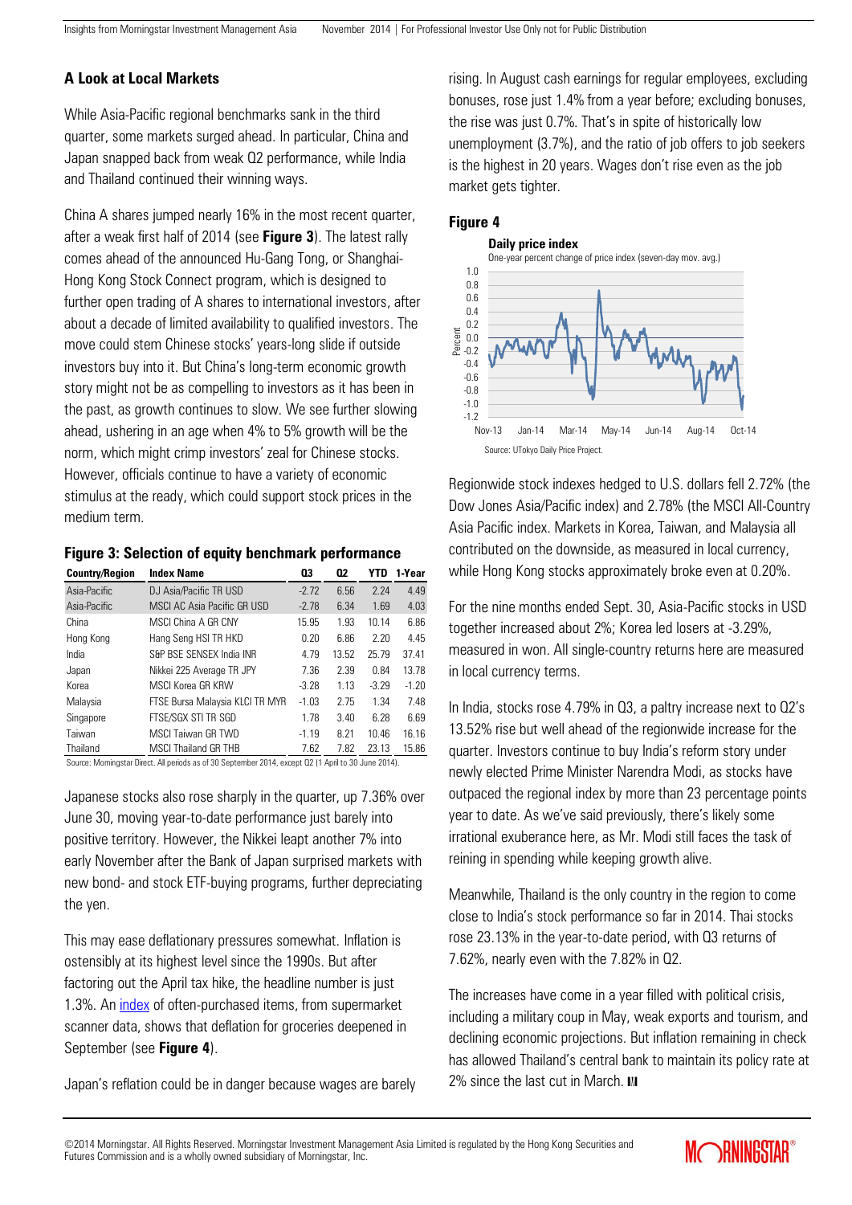## A Look at Local Markets

While Asia-Pacific regional benchmarks sank in the third quarter, some markets surged ahead. In particular, China and Japan snapped back from weak Q2 performance, while India and Thailand continued their winning ways.

China A shares jumped nearly 16% in the most recent quarter, after a weak first half of 2014 (see **Figure 3**). The latest rally comes ahead of the announced Hu-Gang Tong, or Shanghai-Hong Kong Stock Connect program, which is designed to further open trading of A shares to international investors, after about a decade of limited availability to qualified investors. The move could stem Chinese stocks' years-long slide if outside investors buy into it. But China's long-term economic growth story might not be as compelling to investors as it has been in the past, as growth continues to slow. We see further slowing ahead, ushering in an age when 4% to 5% growth will be the norm, which might crimp investors' zeal for Chinese stocks. However, officials continue to have a variety of economic stimulus at the ready, which could support stock prices in the medium term.

**Figure 3: Selection of equity benchmark performance**

| Country/Region | Index Name | Q3 | Q2 | YTD | 1-Year |
|---|---|---|---|---|---|
| Asia-Pacific | DJ Asia/Pacific TR USD | -2.72 | 6.56 | 2.24 | 4.49 |
| Asia-Pacific | MSCI AC Asia Pacific GR USD | -2.78 | 6.34 | 1.69 | 4.03 |
| China | MSCI China A GR CNY | 15.95 | 1.93 | 10.14 | 6.86 |
| Hong Kong | Hang Seng HSI TR HKD | 0.20 | 6.86 | 2.20 | 4.45 |
| India | S&P BSE SENSEX India INR | 4.79 | 13.52 | 25.79 | 37.41 |
| Japan | Nikkei 225 Average TR JPY | 7.36 | 2.39 | 0.84 | 13.78 |
| Korea | MSCI Korea GR KRW | -3.28 | 1.13 | -3.29 | -1.20 |
| Malaysia | FTSE Bursa Malaysia KLCI TR MYR | -1.03 | 2.75 | 1.34 | 7.48 |
| Singapore | FTSE/SGX STI TR SGD | 1.78 | 3.40 | 6.28 | 6.69 |
| Taiwan | MSCI Taiwan GR TWD | -1.19 | 8.21 | 10.46 | 16.16 |
| Thailand | MSCI Thailand GR THB | 7.62 | 7.82 | 23.13 | 15.86 |

Source: Morningstar Direct. All periods as of 30 September 2014, except Q2 (1 April to 30 June 2014).

Japanese stocks also rose sharply in the quarter, up 7.36% over June 30, moving year-to-date performance just barely into positive territory. However, the Nikkei leapt another 7% into early November after the Bank of Japan surprised markets with new bond- and stock ETF-buying programs, further depreciating the yen.

This may ease deflationary pressures somewhat. Inflation is ostensibly at its highest level since the 1990s. But after factoring out the April tax hike, the headline number is just 1.3%. An index of often-purchased items, from supermarket scanner data, shows that deflation for groceries deepened in September (see **Figure 4**).

Japan's reflation could be in danger because wages are barely rising. In August cash earnings for regular employees, excluding bonuses, rose just 1.4% from a year before; excluding bonuses, the rise was just 0.7%. That's in spite of historically low unemployment (3.7%), and the ratio of job offers to job seekers is the highest in 20 years. Wages don't rise even as the job market gets tighter.

**Figure 4**

**Daily price index**

One-year percent change of price index (seven-day mov. avg.)

Source: UTokyo Daily Price Project.

Regionwide stock indexes hedged to U.S. dollars fell 2.72% (the Dow Jones Asia/Pacific index) and 2.78% (the MSCI All-Country Asia Pacific index. Markets in Korea, Taiwan, and Malaysia all contributed on the downside, as measured in local currency, while Hong Kong stocks approximately broke even at 0.20%.

For the nine months ended Sept. 30, Asia-Pacific stocks in USD together increased about 2%; Korea led losers at -3.29%, measured in won. All single-country returns here are measured in local currency terms.

In India, stocks rose 4.79% in Q3, a paltry increase next to Q2's 13.52% rise but well ahead of the regionwide increase for the quarter. Investors continue to buy India's reform story under newly elected Prime Minister Narendra Modi, as stocks have outpaced the regional index by more than 23 percentage points year to date. As we've said previously, there's likely some irrational exuberance here, as Mr. Modi still faces the task of reining in spending while keeping growth alive.

Meanwhile, Thailand is the only country in the region to come close to India's stock performance so far in 2014. Thai stocks rose 23.13% in the year-to-date period, with Q3 returns of 7.62%, nearly even with the 7.82% in Q2.

The increases have come in a year filled with political crisis, including a military coup in May, weak exports and tourism, and declining economic projections. But inflation remaining in check has allowed Thailand's central bank to maintain its policy rate at 2% since the last cut in March.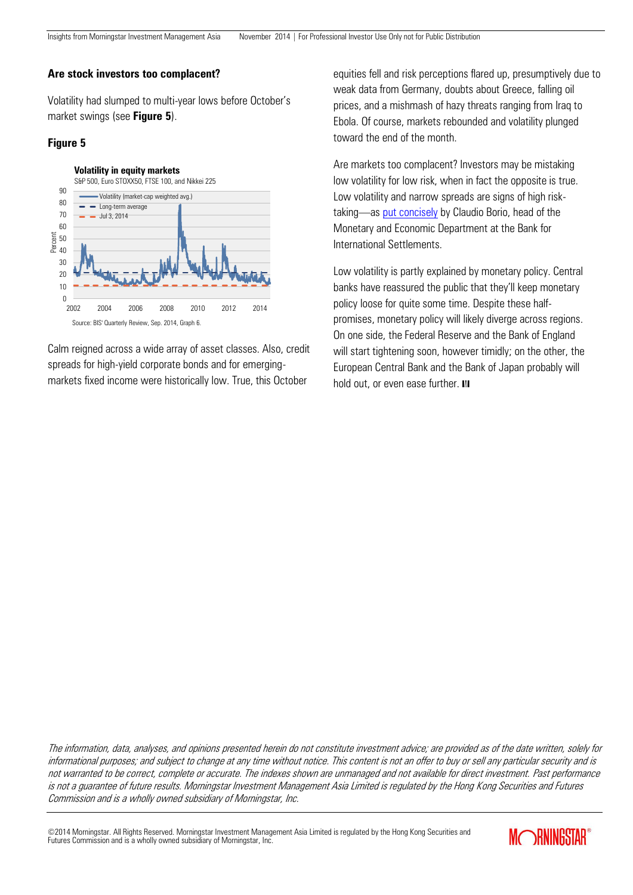## Are stock investors too complacent?

Volatility had slumped to multi-year lows before October's market swings (see **Figure 5**).

### Figure 5

**Volatility in equity markets**

S&P 500, Euro STOXX50, FTSE 100, and Nikkei 225

Volatility (market-cap weighted avg.)
Long-term average
Jul 3, 2014

Percent

90
80
70
60
50
40
30
20
10
0

2002 2004 2006 2008 2010 2012 2014

Source: BIS' Quarterly Review, Sep. 2014, Graph 6.

Calm reigned across a wide array of asset classes. Also, credit spreads for high-yield corporate bonds and for emerging-markets fixed income were historically low. True, this October equities fell and risk perceptions flared up, presumptively due to weak data from Germany, doubts about Greece, falling oil prices, and a mishmash of hazy threats ranging from Iraq to Ebola. Of course, markets rebounded and volatility plunged toward the end of the month.

Are markets too complacent? Investors may be mistaking low volatility for low risk, when in fact the opposite is true. Low volatility and narrow spreads are signs of high risk-taking—as put concisely by Claudio Borio, head of the Monetary and Economic Department at the Bank for International Settlements.

Low volatility is partly explained by monetary policy. Central banks have reassured the public that they'll keep monetary policy loose for quite some time. Despite these half-promises, monetary policy will likely diverge across regions. On one side, the Federal Reserve and the Bank of England will start tightening soon, however timidly; on the other, the European Central Bank and the Bank of Japan probably will hold out, or even ease further.

*The information, data, analyses, and opinions presented herein do not constitute investment advice; are provided as of the date written, solely for informational purposes; and subject to change at any time without notice. This content is not an offer to buy or sell any particular security and is not warranted to be correct, complete or accurate. The indexes shown are unmanaged and not available for direct investment. Past performance is not a guarantee of future results. Morningstar Investment Management Asia Limited is regulated by the Hong Kong Securities and Futures Commission and is a wholly owned subsidiary of Morningstar, Inc.*

©2014 Morningstar. All Rights Reserved. Morningstar Investment Management Asia Limited is regulated by the Hong Kong Securities and Futures Commission and is a wholly owned subsidiary of Morningstar, Inc.